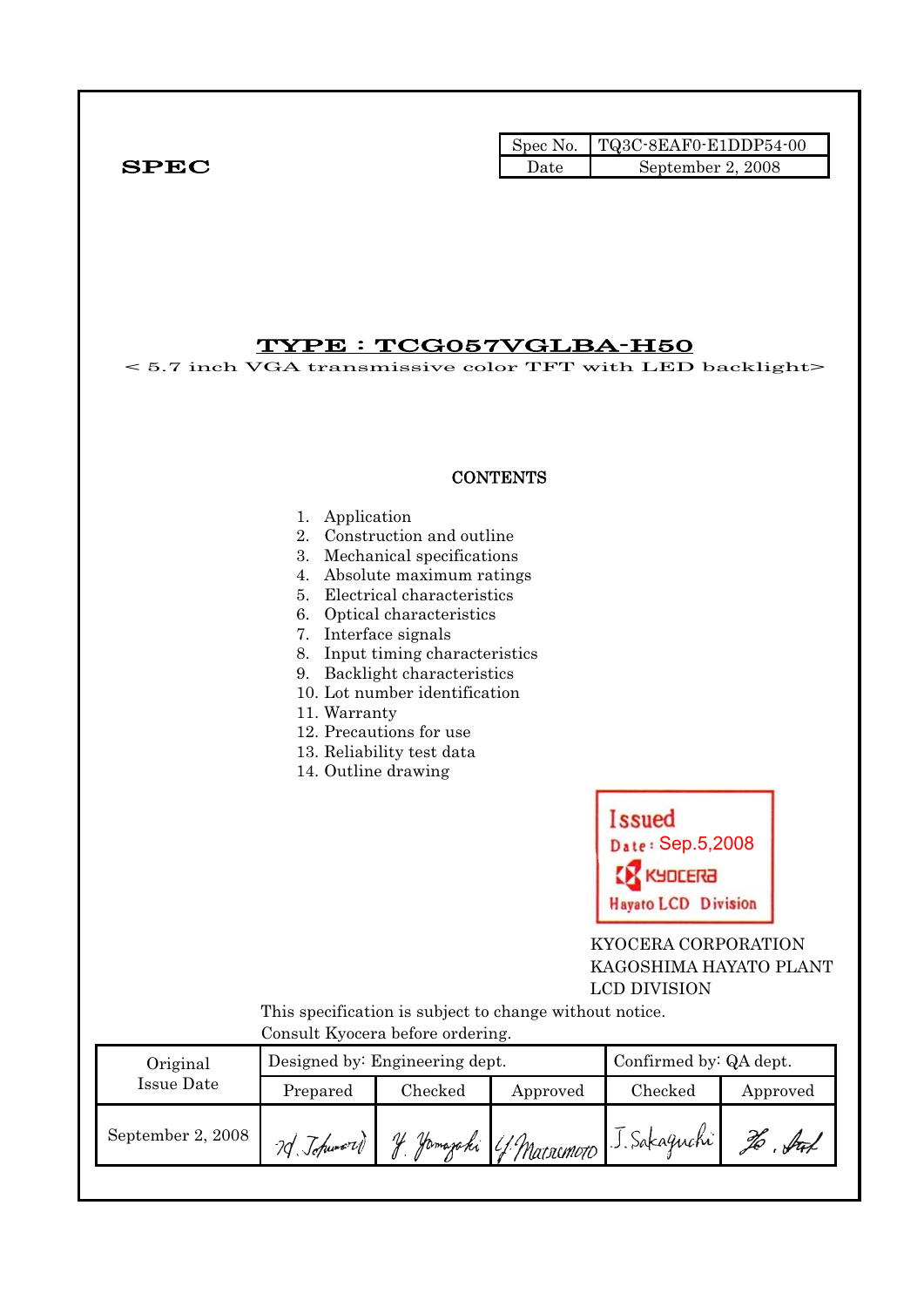**SPEC**

| Spec No. | TQ3C-8EAF0-E1DDP54-00 |
| --- | --- |
| Date | September 2, 2008 |

# TYPE : TCG057VGLBA-H50

< 5.7 inch VGA transmissive color TFT with LED backlight>

## CONTENTS

1. Application
2. Construction and outline
3. Mechanical specifications
4. Absolute maximum ratings
5. Electrical characteristics
6. Optical characteristics
7. Interface signals
8. Input timing characteristics
9. Backlight characteristics
10. Lot number identification
11. Warranty
12. Precautions for use
13. Reliability test data
14. Outline drawing

Issued
Date: Sep.5,2008
KYOCERA
Hayato LCD Division

KYOCERA CORPORATION
KAGOSHIMA HAYATO PLANT
LCD DIVISION

This specification is subject to change without notice.
Consult Kyocera before ordering.

| Original Issue Date | Designed by: Engineering dept. | | | Confirmed by: QA dept. | |
| --- | --- | --- | --- | --- | --- |
| | Prepared | Checked | Approved | Checked | Approved |
| September 2, 2008 | H. Tokumori | Y. Yamazaki | Y. Matsumoto | J. Sakaguchi | |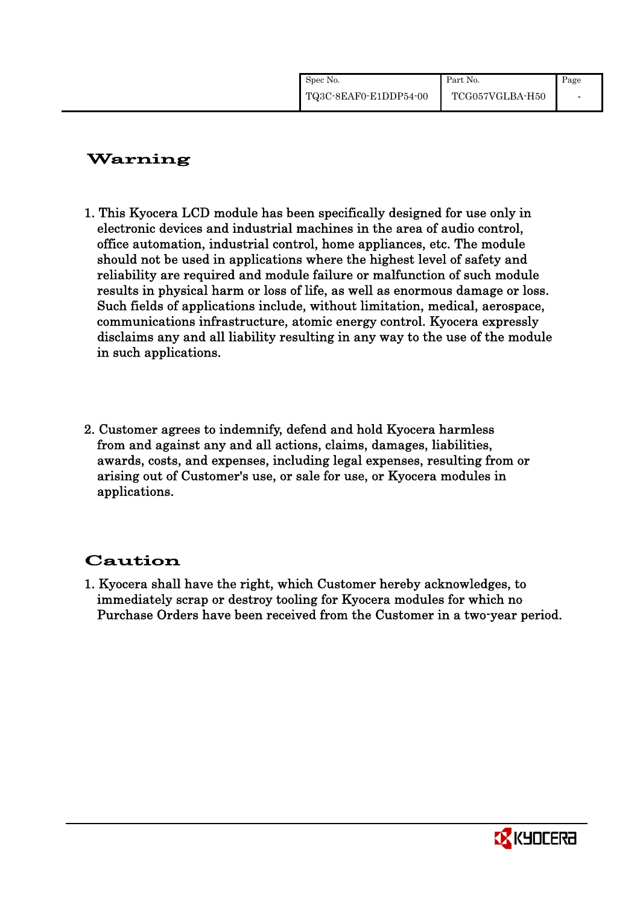# Warning

1. This Kyocera LCD module has been specifically designed for use only in electronic devices and industrial machines in the area of audio control, office automation, industrial control, home appliances, etc. The module should not be used in applications where the highest level of safety and reliability are required and module failure or malfunction of such module results in physical harm or loss of life, as well as enormous damage or loss. Such fields of applications include, without limitation, medical, aerospace, communications infrastructure, atomic energy control. Kyocera expressly disclaims any and all liability resulting in any way to the use of the module in such applications.

2. Customer agrees to indemnify, defend and hold Kyocera harmless from and against any and all actions, claims, damages, liabilities, awards, costs, and expenses, including legal expenses, resulting from or arising out of Customer's use, or sale for use, or Kyocera modules in applications.

# Caution

1. Kyocera shall have the right, which Customer hereby acknowledges, to immediately scrap or destroy tooling for Kyocera modules for which no Purchase Orders have been received from the Customer in a two-year period.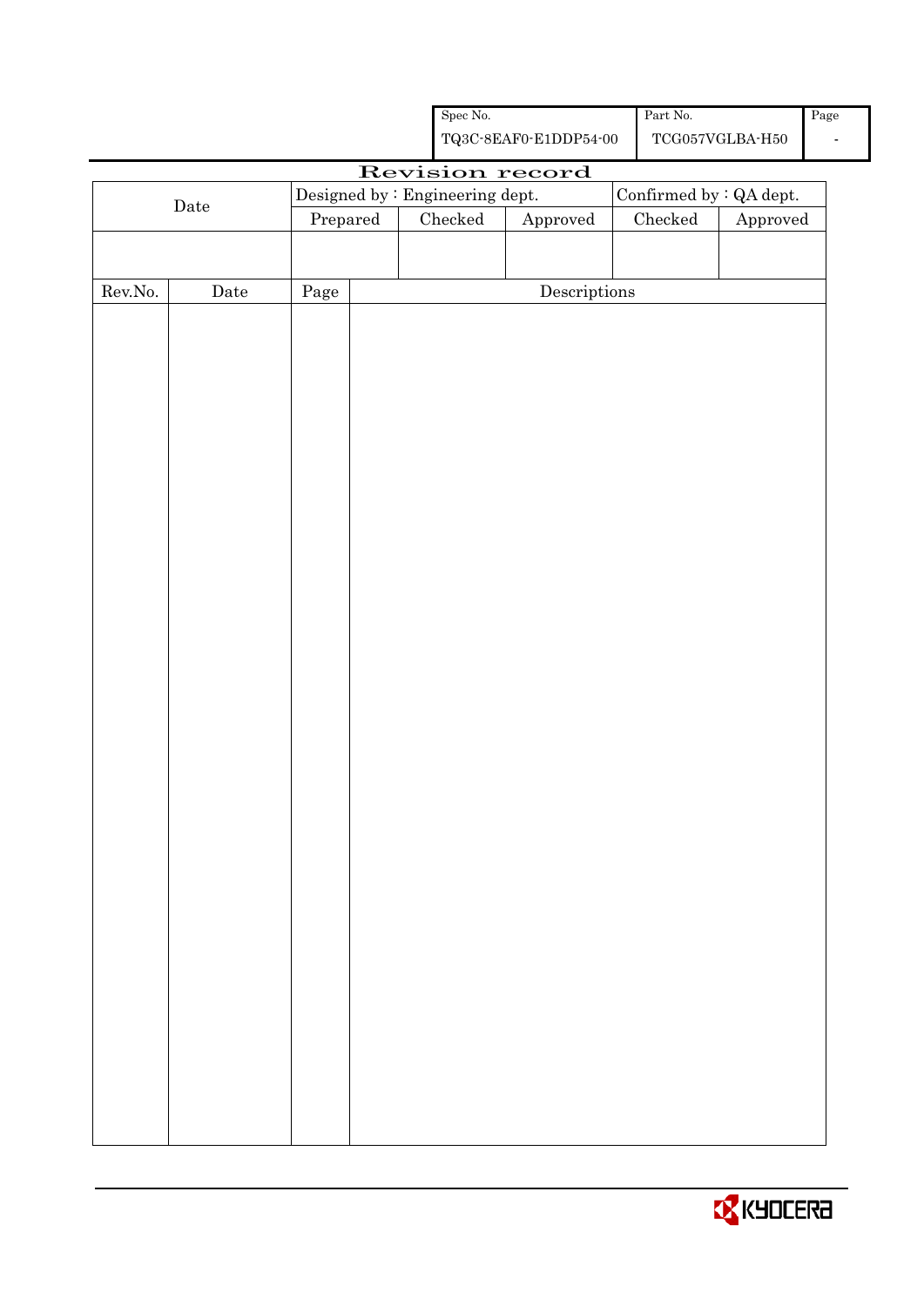| Spec No. | Part No. | Page |
|---|---|---|
| TQ3C-8EAF0-E1DDP54-00 | TCG057VGLBA-H50 | - |

# Revision record

| Date | Designed by : Engineering dept. | | | Confirmed by : QA dept. | |
|---|---|---|---|---|---|
| | Prepared | Checked | Approved | Checked | Approved |
| | | | | | |

| Rev.No. | Date | Page | Descriptions |
|---|---|---|---|
| | | | |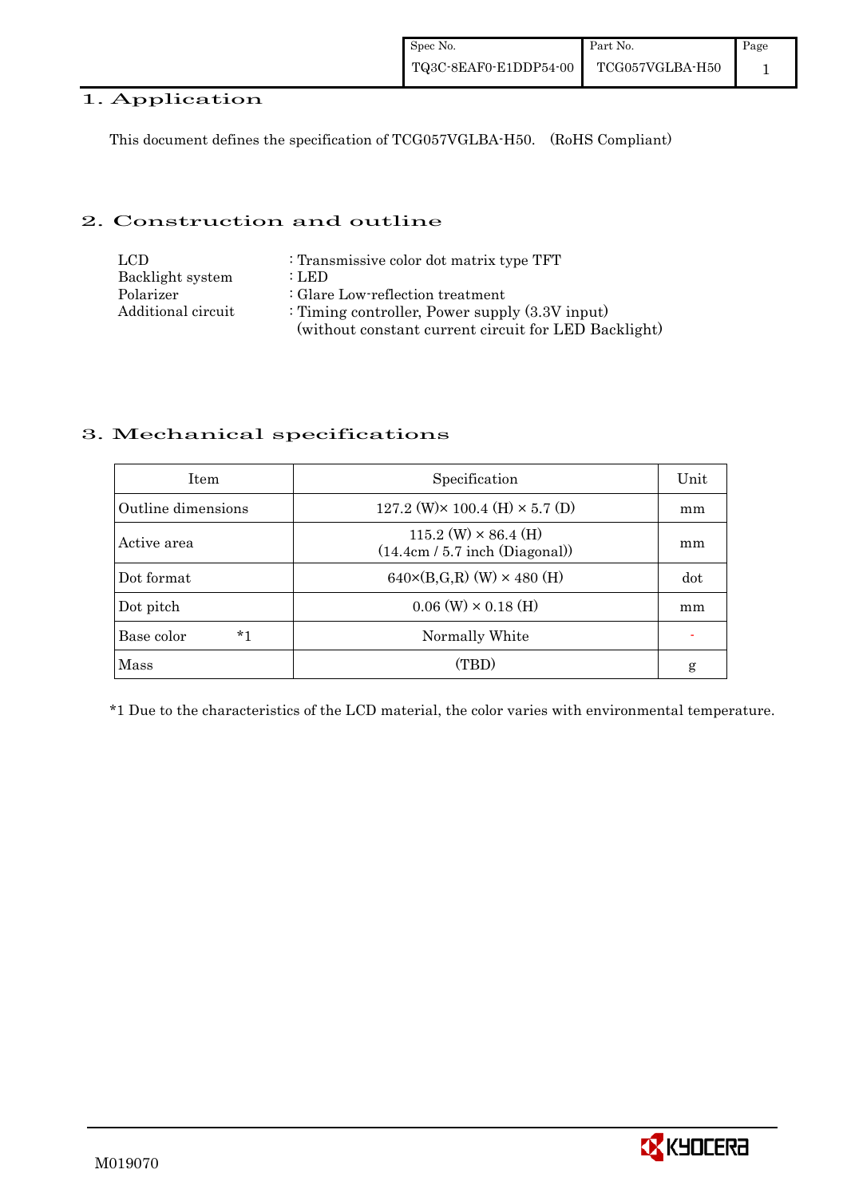## 1. Application

This document defines the specification of TCG057VGLBA-H50. (RoHS Compliant)

## 2. Construction and outline

| | |
|---|---|
| LCD | : Transmissive color dot matrix type TFT |
| Backlight system | : LED |
| Polarizer | : Glare Low-reflection treatment |
| Additional circuit | : Timing controller, Power supply (3.3V input) (without constant current circuit for LED Backlight) |

## 3. Mechanical specifications

| Item | Specification | Unit |
|---|---|---|
| Outline dimensions | 127.2 (W)× 100.4 (H) × 5.7 (D) | mm |
| Active area | 115.2 (W) × 86.4 (H) (14.4cm / 5.7 inch (Diagonal)) | mm |
| Dot format | 640×(B,G,R) (W) × 480 (H) | dot |
| Dot pitch | 0.06 (W) × 0.18 (H) | mm |
| Base color *1 | Normally White | - |
| Mass | (TBD) | g |

*1 Due to the characteristics of the LCD material, the color varies with environmental temperature.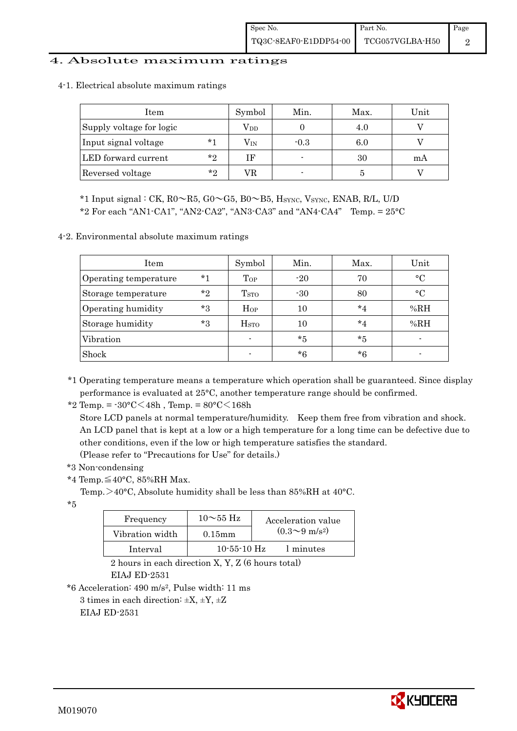## 4. Absolute maximum ratings

### 4-1. Electrical absolute maximum ratings

| Item | | Symbol | Min. | Max. | Unit |
|---|---|---|---|---|---|
| Supply voltage for logic | | $V_{DD}$ | 0 | 4.0 | V |
| Input signal voltage | *1 | $V_{IN}$ | -0.3 | 6.0 | V |
| LED forward current | *2 | IF | - | 30 | mA |
| Reversed voltage | *2 | VR | - | 5 | V |

*1 Input signal : CK, R0～R5, G0～G5, B0～B5, $H_{SYNC}$, $V_{SYNC}$, ENAB, R/L, U/D
*2 For each "AN1-CA1", "AN2-CA2", "AN3-CA3" and "AN4-CA4"　Temp. = 25°C

### 4-2. Environmental absolute maximum ratings

| Item | | Symbol | Min. | Max. | Unit |
|---|---|---|---|---|---|
| Operating temperature | *1 | $T_{OP}$ | -20 | 70 | °C |
| Storage temperature | *2 | $T_{STO}$ | -30 | 80 | °C |
| Operating humidity | *3 | $H_{OP}$ | 10 | *4 | %RH |
| Storage humidity | *3 | $H_{STO}$ | 10 | *4 | %RH |
| Vibration | | - | *5 | *5 | - |
| Shock | | - | *6 | *6 | - |

*1 Operating temperature means a temperature which operation shall be guaranteed. Since display performance is evaluated at 25°C, another temperature range should be confirmed.

*2 Temp. = -30°C＜48h , Temp. = 80°C＜168h
Store LCD panels at normal temperature/humidity.　Keep them free from vibration and shock.
An LCD panel that is kept at a low or a high temperature for a long time can be defective due to other conditions, even if the low or high temperature satisfies the standard.
(Please refer to "Precautions for Use" for details.)

*3 Non-condensing

*4 Temp.≦40°C, 85%RH Max.
Temp.＞40°C, Absolute humidity shall be less than 85%RH at 40°C.

*5

| Frequency | 10～55 Hz | Acceleration value ($0.3$～$9\ m/s^2$) |
|---|---|---|
| Vibration width | 0.15mm | |
| Interval | 10-55-10 Hz | 1 minutes |

2 hours in each direction X, Y, Z (6 hours total)
EIAJ ED-2531

*6 Acceleration: 490 $m/s^2$, Pulse width: 11 ms
3 times in each direction: ±X, ±Y, ±Z
EIAJ ED-2531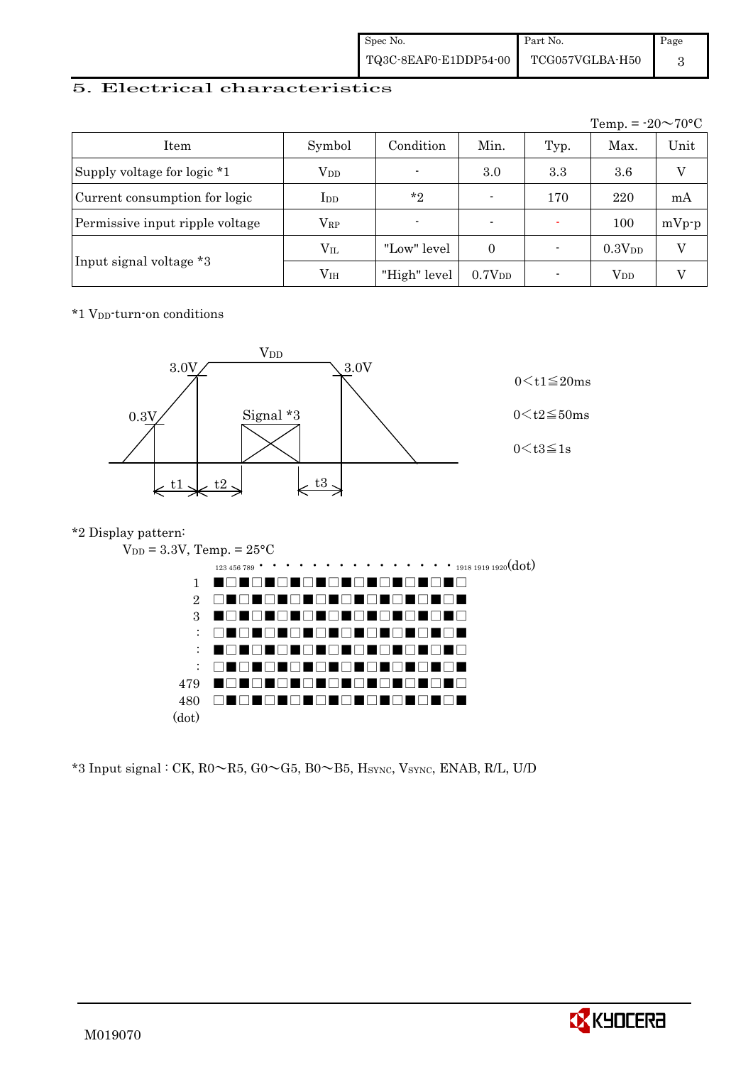## 5. Electrical characteristics

Temp. = -20～70°C

| Item | Symbol | Condition | Min. | Typ. | Max. | Unit |
|---|---|---|---|---|---|---|
| Supply voltage for logic *1 | $V_{DD}$ | - | 3.0 | 3.3 | 3.6 | V |
| Current consumption for logic | $I_{DD}$ | *2 | - | 170 | 220 | mA |
| Permissive input ripple voltage | $V_{RP}$ | - | - | - | 100 | mVp-p |
| Input signal voltage *3 | $V_{IL}$ | "Low" level | 0 | - | $0.3V_{DD}$ | V |
| | $V_{IH}$ | "High" level | $0.7V_{DD}$ | - | $V_{DD}$ | V |

*1 $V_{DD}$-turn-on conditions

VDD, 3.0V, 0.3V, 3.0V, Signal *3, t1, t2, t3

0＜t1≦20ms

0＜t2≦50ms

0＜t3≦1s

*2 Display pattern:

$V_{DD}$ = 3.3V, Temp. = 25°C

123 456 789 ・・・・・・・・・・・・・・ 1918 1919 1920(dot)

1 ■□■□■□■□■□■□■□■□■□■□
2 □■□■□■□■□■□■□■□■□■□■
3 ■□■□■□■□■□■□■□■□■□■□
: □■□■□■□■□■□■□■□■□■□■
: ■□■□■□■□■□■□■□■□■□■□
: □■□■□■□■□■□■□■□■□■□■
479 ■□■□■□■□■□■□■□■□■□■□
480 □■□■□■□■□■□■□■□■□■□■
(dot)

*3 Input signal : CK, R0～R5, G0～G5, B0～B5, $H_{SYNC}$, $V_{SYNC}$, ENAB, R/L, U/D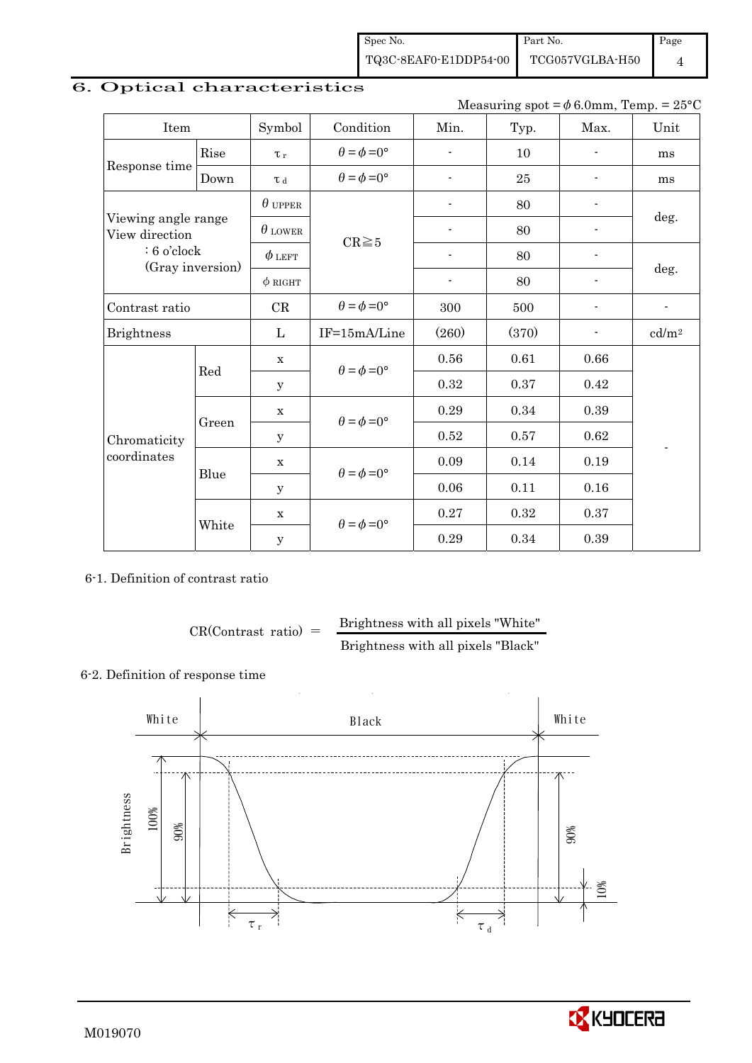## 6. Optical characteristics

Measuring spot = $\phi$ 6.0mm, Temp. = 25°C

| Item | | Symbol | Condition | Min. | Typ. | Max. | Unit |
|---|---|---|---|---|---|---|---|
| Response time | Rise | $\tau_r$ | $\theta=\phi=0°$ | - | 10 | - | ms |
| | Down | $\tau_d$ | $\theta=\phi=0°$ | - | 25 | - | ms |
| Viewing angle range View direction : 6 o'clock (Gray inversion) | | $\theta_{UPPER}$ | CR≧5 | - | 80 | - | deg. |
| | | $\theta_{LOWER}$ | | - | 80 | - | |
| | | $\phi_{LEFT}$ | | - | 80 | - | deg. |
| | | $\phi_{RIGHT}$ | | - | 80 | - | |
| Contrast ratio | | CR | $\theta=\phi=0°$ | 300 | 500 | - | - |
| Brightness | | L | IF=15mA/Line | (260) | (370) | - | cd/m² |
| Chromaticity coordinates | Red | x | $\theta=\phi=0°$ | 0.56 | 0.61 | 0.66 | - |
| | | y | | 0.32 | 0.37 | 0.42 | |
| | Green | x | $\theta=\phi=0°$ | 0.29 | 0.34 | 0.39 | |
| | | y | | 0.52 | 0.57 | 0.62 | |
| | Blue | x | $\theta=\phi=0°$ | 0.09 | 0.14 | 0.19 | |
| | | y | | 0.06 | 0.11 | 0.16 | |
| | White | x | $\theta=\phi=0°$ | 0.27 | 0.32 | 0.37 | |
| | | y | | 0.29 | 0.34 | 0.39 | |

### 6-1. Definition of contrast ratio

$$\text{CR(Contrast ratio)} = \frac{\text{Brightness with all pixels "White"}}{\text{Brightness with all pixels "Black"}}$$

### 6-2. Definition of response time

White Black White

Brightness 100% 90% 90% 10%

$\tau_r$ $\tau_d$

M019070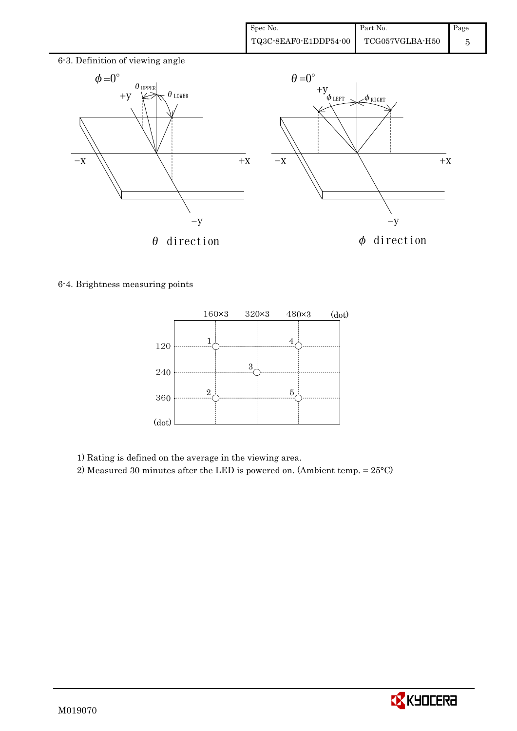## 6-3. Definition of viewing angle

$\phi=0°$ &emsp; $\theta_{UPPER}$ &emsp; $\theta_{LOWER}$

$\theta$ direction

$\theta=0°$ &emsp; $\phi_{LEFT}$ &emsp; $\phi_{RIGHT}$

$\phi$ direction

## 6-4. Brightness measuring points

| (dot) | 160×3 | 320×3 | 480×3 |
|---|---|---|---|
| 120 | 1 | | 4 |
| 240 | | 3 | |
| 360 | 2 | | 5 |

1) Rating is defined on the average in the viewing area.
2) Measured 30 minutes after the LED is powered on. (Ambient temp. = 25°C)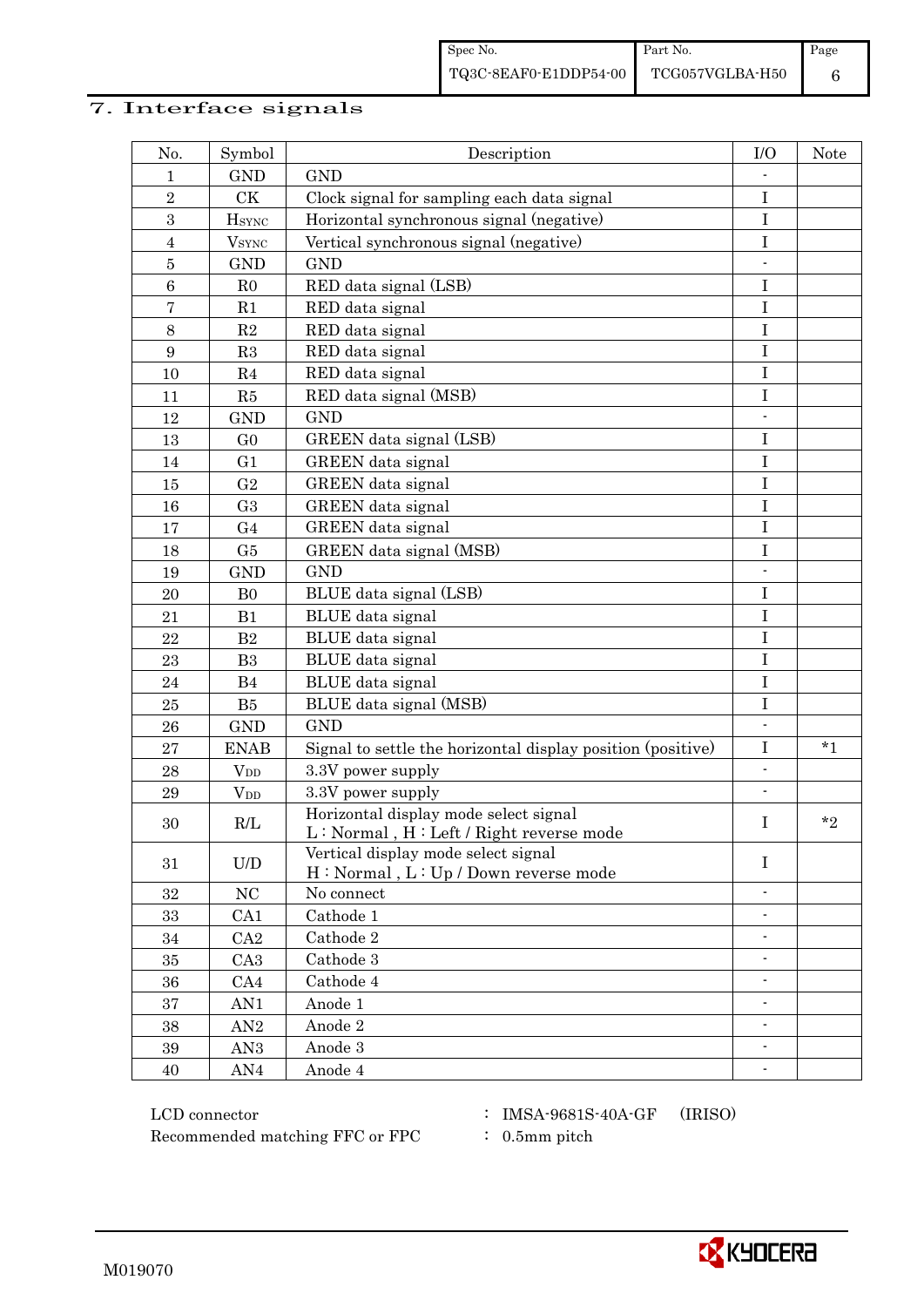## 7. Interface signals

| No. | Symbol | Description | I/O | Note |
|---|---|---|---|---|
| 1 | GND | GND | - | |
| 2 | CK | Clock signal for sampling each data signal | I | |
| 3 | $H_{SYNC}$ | Horizontal synchronous signal (negative) | I | |
| 4 | $V_{SYNC}$ | Vertical synchronous signal (negative) | I | |
| 5 | GND | GND | - | |
| 6 | R0 | RED data signal (LSB) | I | |
| 7 | R1 | RED data signal | I | |
| 8 | R2 | RED data signal | I | |
| 9 | R3 | RED data signal | I | |
| 10 | R4 | RED data signal | I | |
| 11 | R5 | RED data signal (MSB) | I | |
| 12 | GND | GND | - | |
| 13 | G0 | GREEN data signal (LSB) | I | |
| 14 | G1 | GREEN data signal | I | |
| 15 | G2 | GREEN data signal | I | |
| 16 | G3 | GREEN data signal | I | |
| 17 | G4 | GREEN data signal | I | |
| 18 | G5 | GREEN data signal (MSB) | I | |
| 19 | GND | GND | - | |
| 20 | B0 | BLUE data signal (LSB) | I | |
| 21 | B1 | BLUE data signal | I | |
| 22 | B2 | BLUE data signal | I | |
| 23 | B3 | BLUE data signal | I | |
| 24 | B4 | BLUE data signal | I | |
| 25 | B5 | BLUE data signal (MSB) | I | |
| 26 | GND | GND | - | |
| 27 | ENAB | Signal to settle the horizontal display position (positive) | I | *1 |
| 28 | $V_{DD}$ | 3.3V power supply | - | |
| 29 | $V_{DD}$ | 3.3V power supply | - | |
| 30 | R/L | Horizontal display mode select signal<br>L : Normal , H : Left / Right reverse mode | I | *2 |
| 31 | U/D | Vertical display mode select signal<br>H : Normal , L : Up / Down reverse mode | I | |
| 32 | NC | No connect | - | |
| 33 | CA1 | Cathode 1 | - | |
| 34 | CA2 | Cathode 2 | - | |
| 35 | CA3 | Cathode 3 | - | |
| 36 | CA4 | Cathode 4 | - | |
| 37 | AN1 | Anode 1 | - | |
| 38 | AN2 | Anode 2 | - | |
| 39 | AN3 | Anode 3 | - | |
| 40 | AN4 | Anode 4 | - | |

LCD connector : IMSA-9681S-40A-GF (IRISO)

Recommended matching FFC or FPC : 0.5mm pitch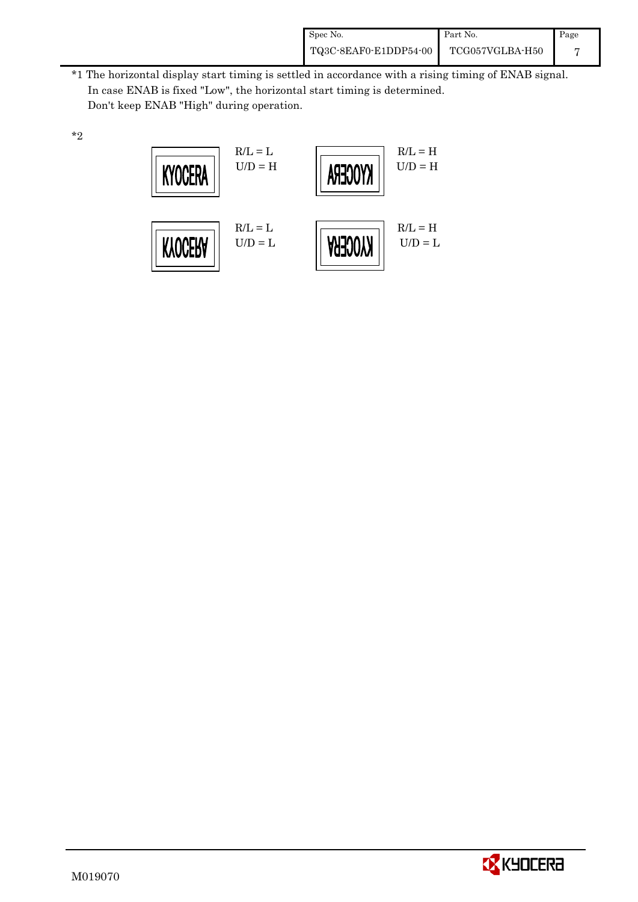*1 The horizontal display start timing is settled in accordance with a rising timing of ENAB signal.
In case ENAB is fixed "Low", the horizontal start timing is determined.
Don't keep ENAB "High" during operation.

*2

| Display | Setting | Display | Setting |
|---|---|---|---|
| KYOCERA | R/L = L, U/D = H | KYOCERA (mirrored left-right) | R/L = H, U/D = H |
| KYOCERA (flipped upside down) | R/L = L, U/D = L | KYOCERA (rotated 180°) | R/L = H, U/D = L |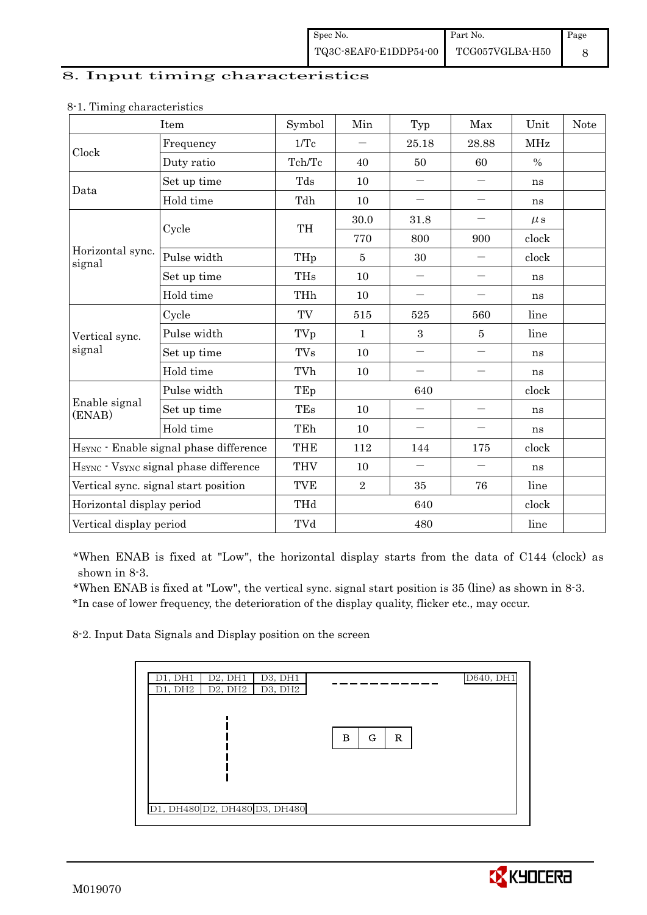## 8. Input timing characteristics

8-1. Timing characteristics

| Item | | Symbol | Min | Typ | Max | Unit | Note |
|---|---|---|---|---|---|---|---|
| Clock | Frequency | 1/Tc | — | 25.18 | 28.88 | MHz | |
| | Duty ratio | Tch/Tc | 40 | 50 | 60 | % | |
| Data | Set up time | Tds | 10 | — | — | ns | |
| | Hold time | Tdh | 10 | — | — | ns | |
| Horizontal sync. signal | Cycle | TH | 30.0 | 31.8 | — | μs | |
| | | | 770 | 800 | 900 | clock | |
| | Pulse width | THp | 5 | 30 | — | clock | |
| | Set up time | THs | 10 | — | — | ns | |
| | Hold time | THh | 10 | — | — | ns | |
| Vertical sync. signal | Cycle | TV | 515 | 525 | 560 | line | |
| | Pulse width | TVp | 1 | 3 | 5 | line | |
| | Set up time | TVs | 10 | — | — | ns | |
| | Hold time | TVh | 10 | — | — | ns | |
| Enable signal (ENAB) | Pulse width | TEp | | 640 | | clock | |
| | Set up time | TEs | 10 | — | — | ns | |
| | Hold time | TEh | 10 | — | — | ns | |
| $H_{SYNC}$ - Enable signal phase difference | | THE | 112 | 144 | 175 | clock | |
| $H_{SYNC}$ - $V_{SYNC}$ signal phase difference | | THV | 10 | — | — | ns | |
| Vertical sync. signal start position | | TVE | 2 | 35 | 76 | line | |
| Horizontal display period | | THd | | 640 | | clock | |
| Vertical display period | | TVd | | 480 | | line | |

*When ENAB is fixed at "Low", the horizontal display starts from the data of C144 (clock) as shown in 8-3.

*When ENAB is fixed at "Low", the vertical sync. signal start position is 35 (line) as shown in 8-3.

*In case of lower frequency, the deterioration of the display quality, flicker etc., may occur.

8-2. Input Data Signals and Display position on the screen

| D1, DH1 | D2, DH1 | D3, DH1 | - - - - - - | D640, DH1 |
|---|---|---|---|---|
| D1, DH2 | D2, DH2 | D3, DH2 | | |
| ⋮ | | | B G R | |
| D1, DH480 | D2, DH480 | D3, DH480 | | |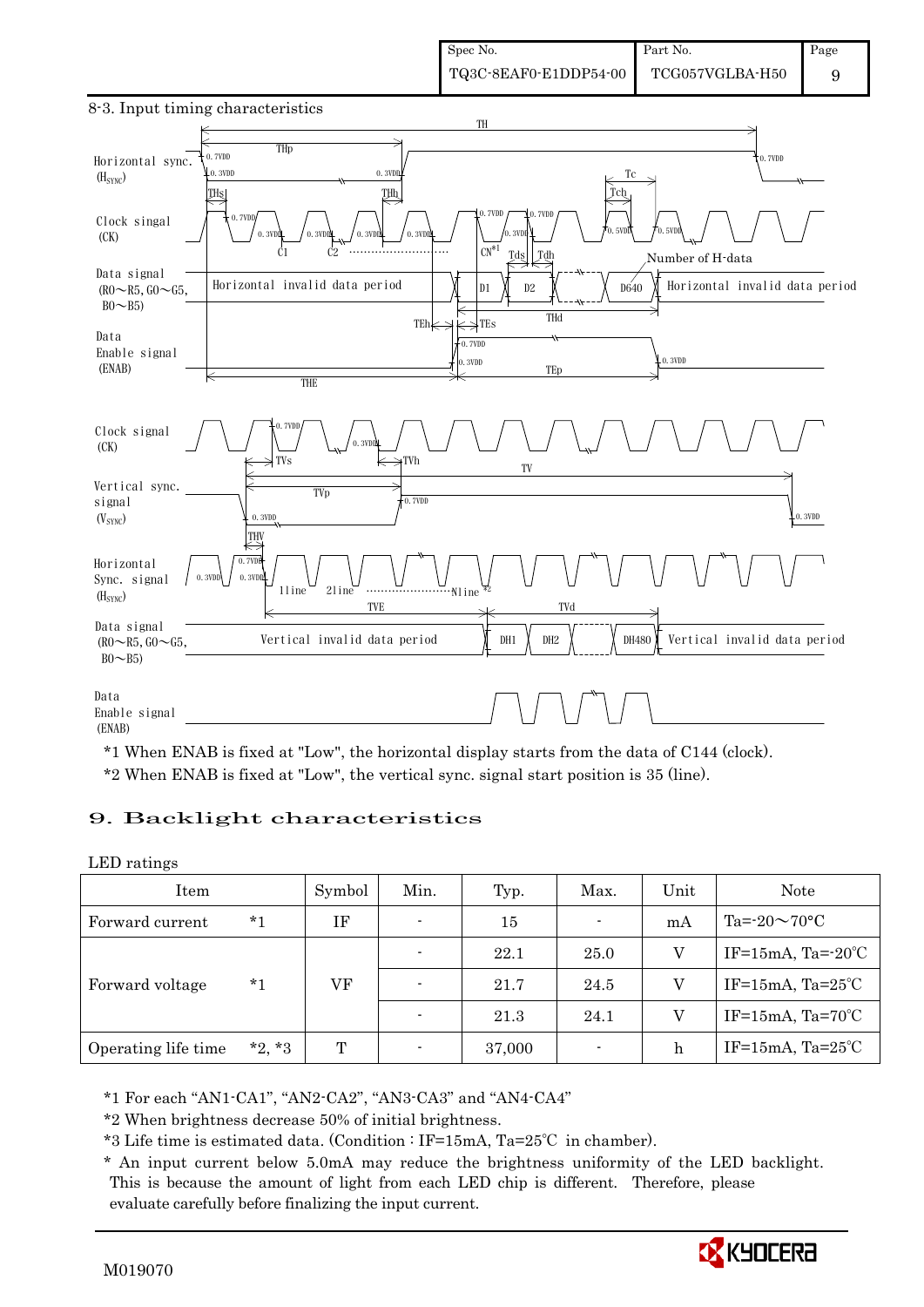## 8-3. Input timing characteristics

Horizontal sync. ($H_{SYNC}$)

Clock singal (CK)

Data signal (R0～R5, G0～G5, B0～B5)

Horizontal invalid data period | D1 | D2 | D640 | Horizontal invalid data period

Number of H-data

Data Enable signal (ENAB)

TH, THp, THs, THh, Tc, Tch, C1, C2, CN*1, Tds, Tdh, TEh, TEs, THd, TEp, THE

Clock signal (CK)

Vertical sync. signal ($V_{SYNC}$)

Horizontal Sync. signal ($H_{SYNC}$)

1line 2line Nline *2

Data signal (R0～R5, G0～G5, B0～B5)

Vertical invalid data period | DH1 | DH2 | DH480 | Vertical invalid data period

Data Enable signal (ENAB)

TVs, TVh, TV, TVp, THV, TVE, TVd

*1 When ENAB is fixed at "Low", the horizontal display starts from the data of C144 (clock).

*2 When ENAB is fixed at "Low", the vertical sync. signal start position is 35 (line).

# 9. Backlight characteristics

LED ratings

| Item | Symbol | Min. | Typ. | Max. | Unit | Note |
|---|---|---|---|---|---|---|
| Forward current *1 | IF | - | 15 | - | mA | Ta=-20～70°C |
| Forward voltage *1 | VF | - | 22.1 | 25.0 | V | IF=15mA, Ta=-20℃ |
| | | - | 21.7 | 24.5 | V | IF=15mA, Ta=25℃ |
| | | - | 21.3 | 24.1 | V | IF=15mA, Ta=70℃ |
| Operating life time *2, *3 | T | - | 37,000 | - | h | IF=15mA, Ta=25℃ |

*1 For each "AN1-CA1", "AN2-CA2", "AN3-CA3" and "AN4-CA4"

*2 When brightness decrease 50% of initial brightness.

*3 Life time is estimated data. (Condition : IF=15mA, Ta=25℃ in chamber).

\* An input current below 5.0mA may reduce the brightness uniformity of the LED backlight. This is because the amount of light from each LED chip is different. Therefore, please evaluate carefully before finalizing the input current.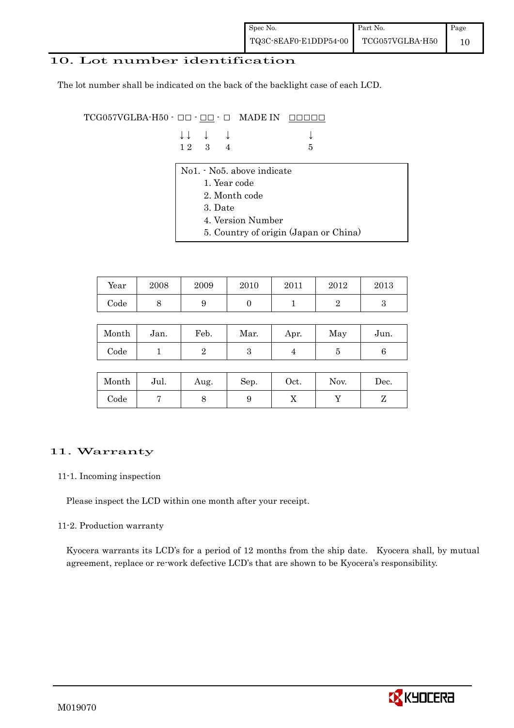## 10. Lot number identification

The lot number shall be indicated on the back of the backlight case of each LCD.

```
TCG057VGLBA-H50 - □□ - □□ - □   MADE IN  □□□□□
                  ↓↓   ↓    ↓               ↓
                  1 2  3    4               5
```

No1. - No5. above indicate

1. Year code
2. Month code
3. Date
4. Version Number
5. Country of origin (Japan or China)

| Year | 2008 | 2009 | 2010 | 2011 | 2012 | 2013 |
|---|---|---|---|---|---|---|
| Code | 8 | 9 | 0 | 1 | 2 | 3 |

| Month | Jan. | Feb. | Mar. | Apr. | May | Jun. |
|---|---|---|---|---|---|---|
| Code | 1 | 2 | 3 | 4 | 5 | 6 |

| Month | Jul. | Aug. | Sep. | Oct. | Nov. | Dec. |
|---|---|---|---|---|---|---|
| Code | 7 | 8 | 9 | X | Y | Z |

## 11. Warranty

### 11-1. Incoming inspection

Please inspect the LCD within one month after your receipt.

### 11-2. Production warranty

Kyocera warrants its LCD's for a period of 12 months from the ship date. Kyocera shall, by mutual agreement, replace or re-work defective LCD's that are shown to be Kyocera's responsibility.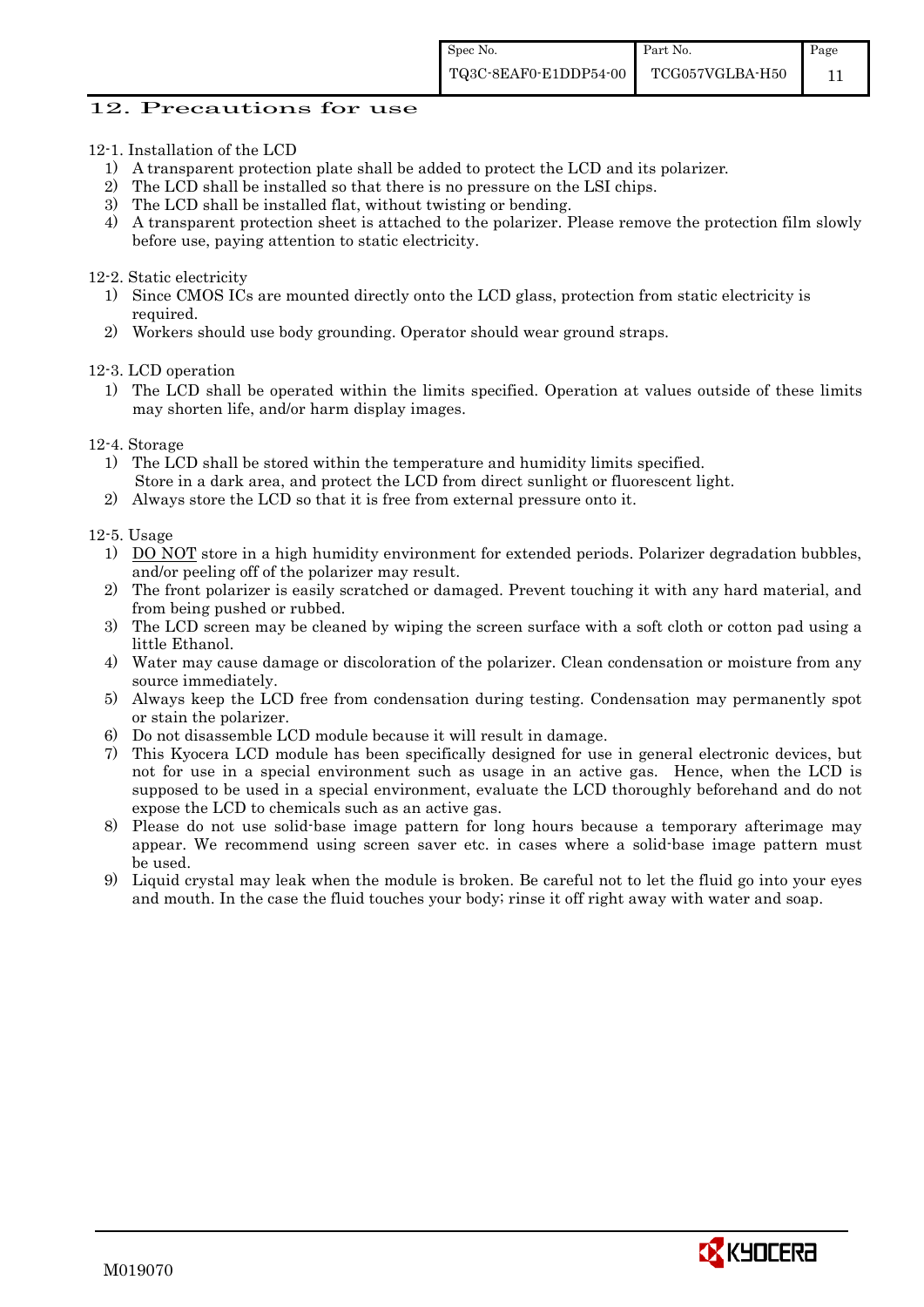## 12. Precautions for use

12-1. Installation of the LCD

1) A transparent protection plate shall be added to protect the LCD and its polarizer.
2) The LCD shall be installed so that there is no pressure on the LSI chips.
3) The LCD shall be installed flat, without twisting or bending.
4) A transparent protection sheet is attached to the polarizer. Please remove the protection film slowly before use, paying attention to static electricity.

12-2. Static electricity

1) Since CMOS ICs are mounted directly onto the LCD glass, protection from static electricity is required.
2) Workers should use body grounding. Operator should wear ground straps.

12-3. LCD operation

1) The LCD shall be operated within the limits specified. Operation at values outside of these limits may shorten life, and/or harm display images.

12-4. Storage

1) The LCD shall be stored within the temperature and humidity limits specified.
   Store in a dark area, and protect the LCD from direct sunlight or fluorescent light.
2) Always store the LCD so that it is free from external pressure onto it.

12-5. Usage

1) DO NOT store in a high humidity environment for extended periods. Polarizer degradation bubbles, and/or peeling off of the polarizer may result.
2) The front polarizer is easily scratched or damaged. Prevent touching it with any hard material, and from being pushed or rubbed.
3) The LCD screen may be cleaned by wiping the screen surface with a soft cloth or cotton pad using a little Ethanol.
4) Water may cause damage or discoloration of the polarizer. Clean condensation or moisture from any source immediately.
5) Always keep the LCD free from condensation during testing. Condensation may permanently spot or stain the polarizer.
6) Do not disassemble LCD module because it will result in damage.
7) This Kyocera LCD module has been specifically designed for use in general electronic devices, but not for use in a special environment such as usage in an active gas. Hence, when the LCD is supposed to be used in a special environment, evaluate the LCD thoroughly beforehand and do not expose the LCD to chemicals such as an active gas.
8) Please do not use solid-base image pattern for long hours because a temporary afterimage may appear. We recommend using screen saver etc. in cases where a solid-base image pattern must be used.
9) Liquid crystal may leak when the module is broken. Be careful not to let the fluid go into your eyes and mouth. In the case the fluid touches your body; rinse it off right away with water and soap.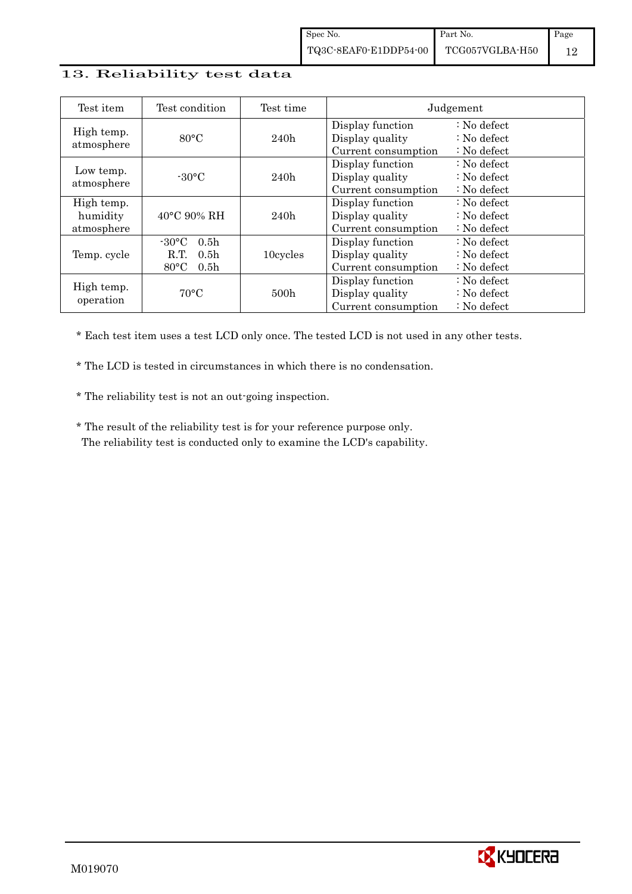## 13. Reliability test data

| Test item | Test condition | Test time | Judgement |
|---|---|---|---|
| High temp. atmosphere | 80°C | 240h | Display function : No defect<br>Display quality : No defect<br>Current consumption : No defect |
| Low temp. atmosphere | -30°C | 240h | Display function : No defect<br>Display quality : No defect<br>Current consumption : No defect |
| High temp. humidity atmosphere | 40°C 90% RH | 240h | Display function : No defect<br>Display quality : No defect<br>Current consumption : No defect |
| Temp. cycle | -30°C 0.5h<br>R.T. 0.5h<br>80°C 0.5h | 10cycles | Display function : No defect<br>Display quality : No defect<br>Current consumption : No defect |
| High temp. operation | 70°C | 500h | Display function : No defect<br>Display quality : No defect<br>Current consumption : No defect |

* Each test item uses a test LCD only once. The tested LCD is not used in any other tests.

* The LCD is tested in circumstances in which there is no condensation.

* The reliability test is not an out-going inspection.

* The result of the reliability test is for your reference purpose only.
  The reliability test is conducted only to examine the LCD's capability.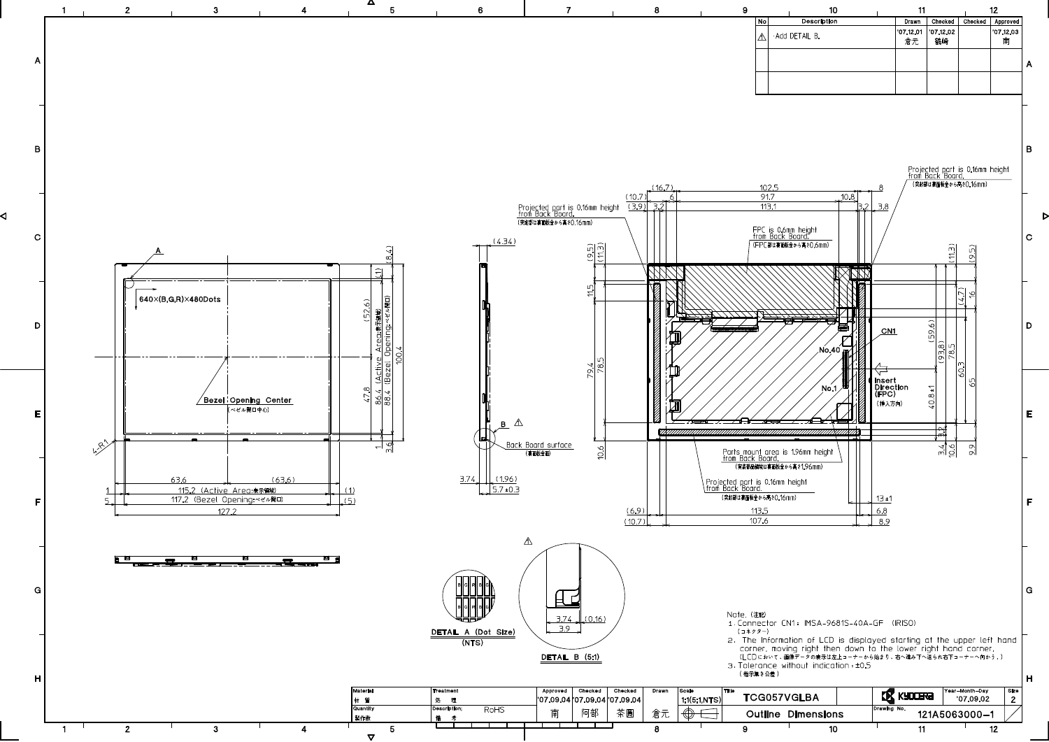| No | Description | Drawn | Checked | Checked | Approved |
|---|---|---|---|---|---|
| ⚠ | ·Add DETAIL B. | '07.12.01 倉元 | '07.12.02 鶴崎 | | '07.12.03 南 |
| | | | | | |
| | | | | | |

640×(B,G,R)×480Dots

Bezel Opening Center (ベゼル開口中心)

86.4 (Active Area:表示領域)

88.4 (Bezel Opening:ベゼル開口)

115.2 (Active Area:表示領域)

117.2 (Bezel Opening:ベゼル開口)

Back Board surface (裏面板金面)

Projected part is 0.16mm height from Back Board. (突起部は裏面板金から高さ0.16mm)

FPC is 0.6mm height from Back Board. (FPC部は裏面板金から高さ0.6mm)

CN1

No.40

No.1

Insert Direction (FPC) (挿入方向)

Parts mount area is 1.96mm height from Back Board. (実装部品領域は裏面板金から高さ1.96mm)

DETAIL A (Dot Size) (NTS)

DETAIL B (5:1)

Note. (注記)

1. Connector CN1: IMSA-9681S-40A-GF (IRISO) (コネクター)
2. The Information of LCD is displayed starting at the upper left hand corner, moving right then down to the lower right hand corner. (LCDにおいて、画像データの表示は左上コーナーから始まり、右へ進み下へ送られ右下コーナーへ向かう。)
3. Tolerance without indication : ±0.5 (指示無き公差)

| Material 材質 | Treatment 処理 | Approved | Checked | Checked | Drawn | Scale | Title | | Year-Month-Day | Size |
|---|---|---|---|---|---|---|---|---|---|---|
| | | '07.09.04 | '07.09.04 | '07.09.04 | | 1:1(5:1,NTS) | TCG057VGLBA | KYOCERA | '07.09.02 | 2 |
| Quantity 製作数 | Description; 備考 RoHS | 南 | 阿部 | 茶園 | 倉元 | | Outline Dimensions | Drawing No. | 121A5063000-1 | |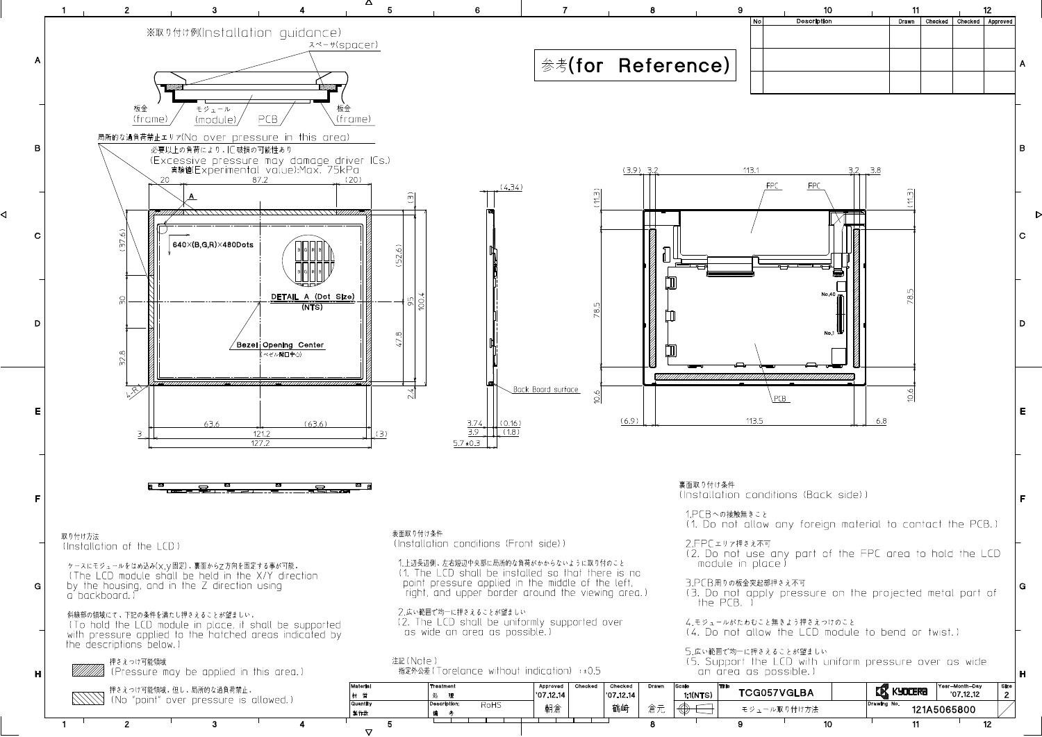参考(for Reference)

※取り付け例(Installation guidance)

スペーサ(spacer)

板金 (frame) モジュール (module) PCB 板金 (frame)

局所的な過負荷禁止エリア(No over pressure in this area)

必要以上の負荷により，IC破損の可能性あり

(Excessive pressure may damage driver ICs.)

実験値(Experimental value):Max. 75kPa

640×(B,G,R)×480Dots

DETAIL A (Dot Size) (NTS)

Bezel Opening Center (ベゼル開口中心)

Back Board surface

取り付け方法
(Installation of the LCD)

ケースにモジュールをはめ込み(x,y固定)，裏面からz方向を固定する事が可能。
(The LCD module shall be held in the X/Y direction by the housing, and in the Z direction using a backboard.)

斜線部の領域にて，下記の条件を満たし押さえることが望ましい。
(To hold the LCD module in place, it shall be supported with pressure applied to the hatched areas indicated by the descriptions below.)

押さえつけ可能領域
(Pressure may be applied in this area.)

押さえつけ可能領域，但し，局所的な過負荷禁止。
(No "point" over pressure is allowed.)

表面取り付け条件
(Installation conditions (Front side))

1.上辺長辺側，左右短辺中央部に局所的な負荷がかからないように取り付けのこと
(1. The LCD shall be installed so that there is no point pressure applied in the middle of the left, right, and upper border around the viewing area.)

2.広い範囲で均一に押さえることが望ましい
(2. The LCD shall be uniformly supported over as wide an area as possible.)

注記(Note)
指定外公差(Torelance without indication) : ±0.5

裏面取り付け条件
(Installation conditions (Back side))

1.PCBへの接触無きこと
(1. Do not allow any foreign material to contact the PCB.)

2.FPCエリア押さえ不可
(2. Do not use any part of the FPC area to hold the LCD module in place)

3.PCB周りの板金突起部押さえ不可
(3. Do not apply pressure on the projected metal part of the PCB.)

4.モジュールがたわむこと無きよう押さえつけのこと
(4. Do not allow the LCD module to bend or twist.)

5.広い範囲で均一に押さえることが望ましい
(5. Support the LCD with uniform pressure over as wide an area as possible.)

| Material 材質 | Treatment 処理 | Approved | Checked | Checked | Drawn | Scale | Title | Year-Month-Day | Size |
|---|---|---|---|---|---|---|---|---|---|
| Quantity 製作数 | Description: 備考 RoHS | '07.12.14 朝倉 | | '07.12.14 鶴崎 | 倉元 | 1:1(NTS) | TCG057VGLBA モジュール取り付け方法 | '07.12.12 | 2 |

Drawing No. 121A5065800 — KYOCERA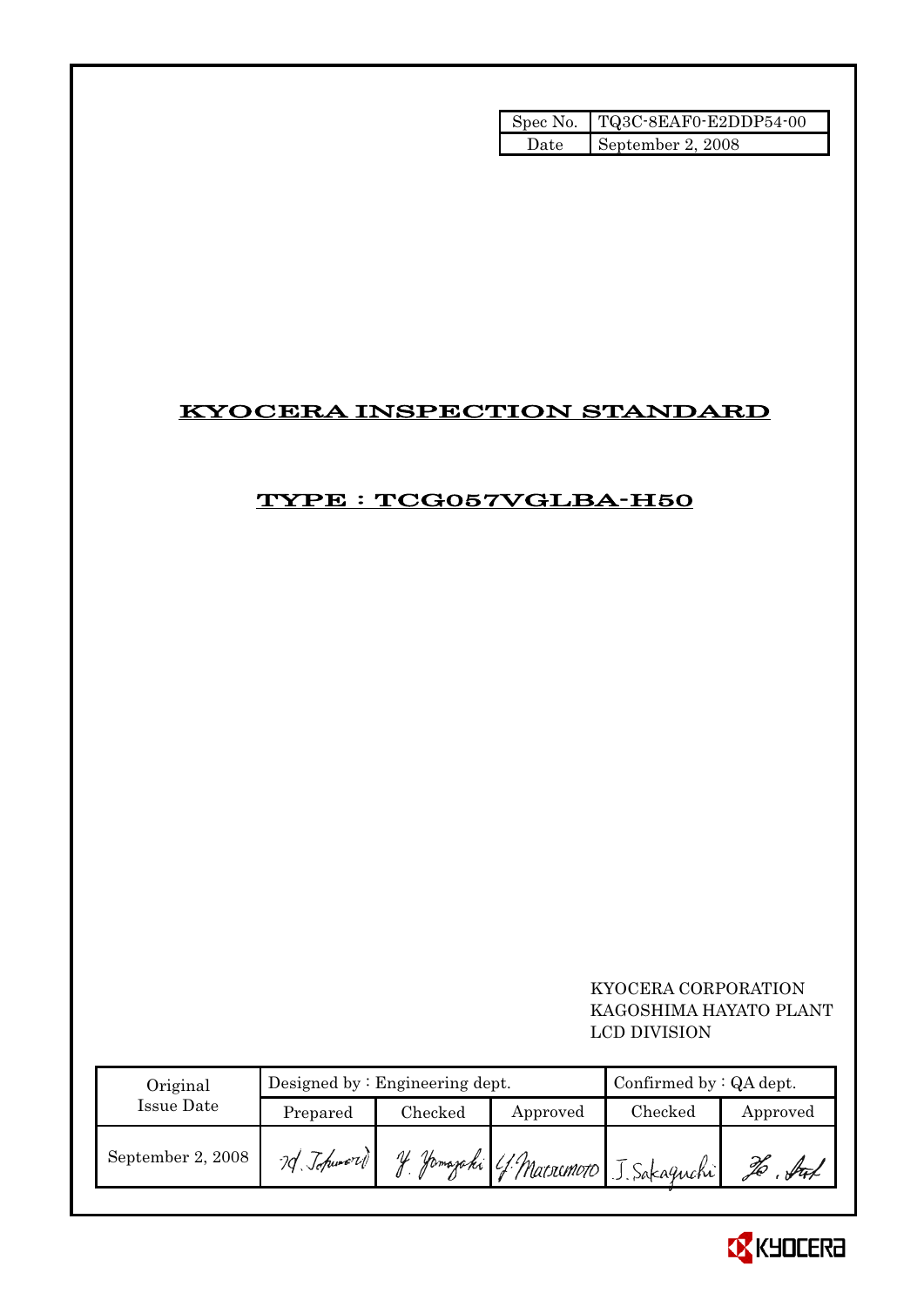| Spec No. | TQ3C-8EAF0-E2DDP54-00 |
| --- | --- |
| Date | September 2, 2008 |

# KYOCERA INSPECTION STANDARD

## TYPE : TCG057VGLBA-H50

KYOCERA CORPORATION
KAGOSHIMA HAYATO PLANT
LCD DIVISION

| Original Issue Date | Designed by : Engineering dept. | | | Confirmed by : QA dept. | |
| --- | --- | --- | --- | --- | --- |
| | Prepared | Checked | Approved | Checked | Approved |
| September 2, 2008 | M. Tokumori | Y. Yamazaki | Y. Matsumoto | J. Sakaguchi | Ho. Sat |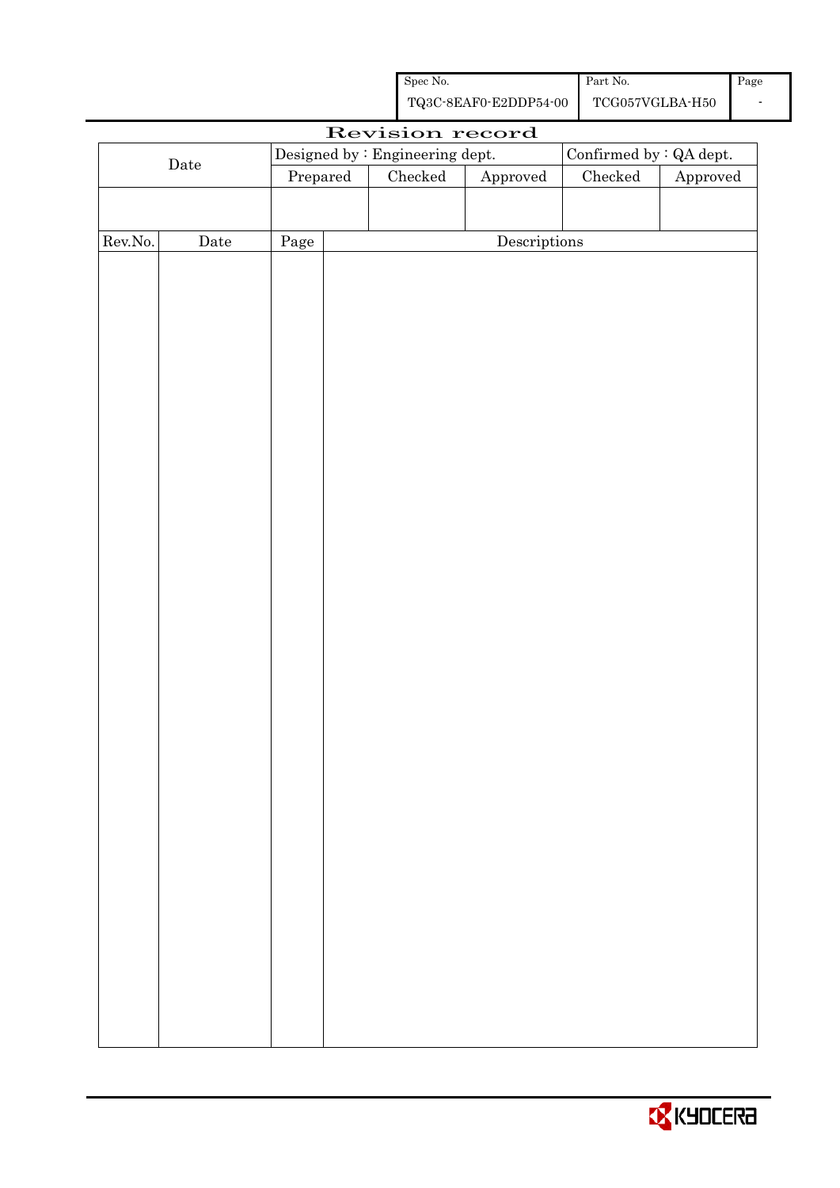| Spec No. | Part No. | Page |
|---|---|---|
| TQ3C-8EAF0-E2DDP54-00 | TCG057VGLBA-H50 | - |

# Revision record

| Date | Designed by : Engineering dept. | | | Confirmed by : QA dept. | |
|---|---|---|---|---|---|
| | Prepared | Checked | Approved | Checked | Approved |
| | | | | | |

| Rev.No. | Date | Page | Descriptions |
|---|---|---|---|
| | | | |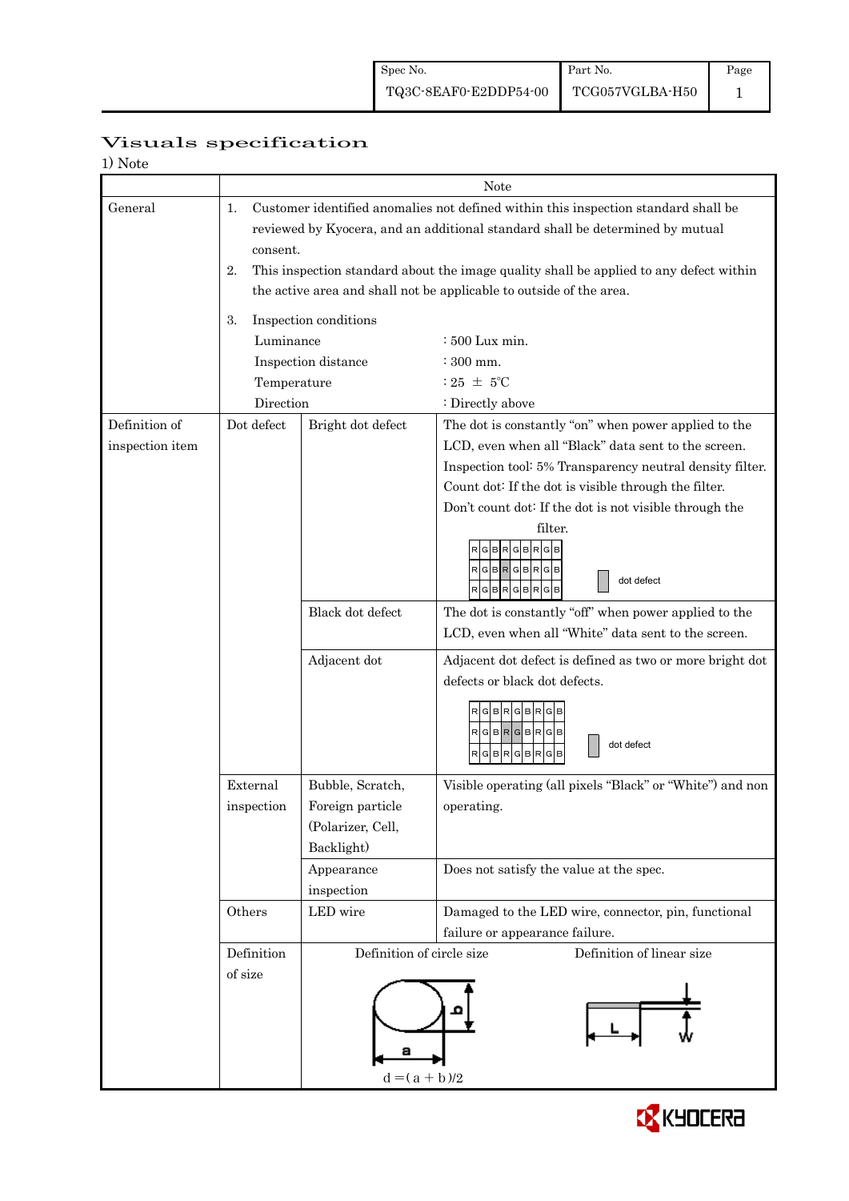| Spec No. | Part No. | Page |
|---|---|---|
| TQ3C-8EAF0-E2DDP54-00 | TCG057VGLBA-H50 | 1 |

# Visuals specification

1) Note

| | | | Note |
|---|---|---|---|
| General | 1. Customer identified anomalies not defined within this inspection standard shall be reviewed by Kyocera, and an additional standard shall be determined by mutual consent.<br>2. This inspection standard about the image quality shall be applied to any defect within the active area and shall not be applicable to outside of the area.<br>3. Inspection conditions<br>Luminance : 500 Lux min.<br>Inspection distance : 300 mm.<br>Temperature : 25 ± 5℃<br>Direction : Directly above | | |
| Definition of inspection item | Dot defect | Bright dot defect | The dot is constantly "on" when power applied to the LCD, even when all "Black" data sent to the screen.<br>Inspection tool: 5% Transparency neutral density filter.<br>Count dot: If the dot is visible through the filter.<br>Don't count dot: If the dot is not visible through the filter.<br>(Diagram: RGB pixel grid with one dot defect) dot defect |
| | | Black dot defect | The dot is constantly "off" when power applied to the LCD, even when all "White" data sent to the screen. |
| | | Adjacent dot | Adjacent dot defect is defined as two or more bright dot defects or black dot defects.<br>(Diagram: RGB pixel grid with two adjacent dot defects) dot defect |
| | External inspection | Bubble, Scratch, Foreign particle (Polarizer, Cell, Backlight) | Visible operating (all pixels "Black" or "White") and non operating. |
| | | Appearance inspection | Does not satisfy the value at the spec. |
| | Others | LED wire | Damaged to the LED wire, connector, pin, functional failure or appearance failure. |
| | Definition of size | Definition of circle size<br>(Diagram: ellipse with dimensions a and b)<br>$d = (a + b)/2$ | Definition of linear size<br>(Diagram: line with length L and width W) |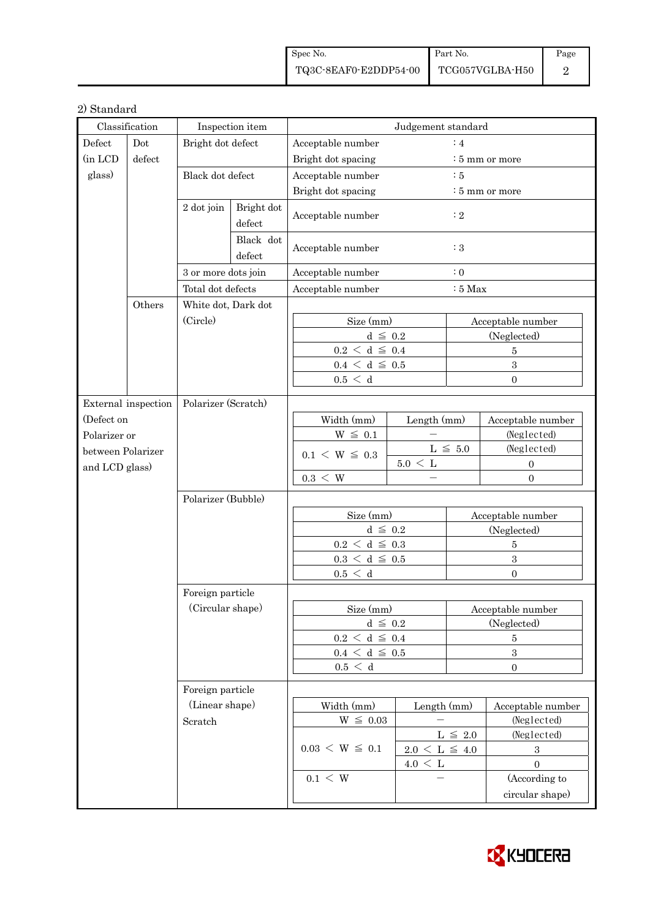2) Standard

| Classification | | Inspection item | | Judgement standard |
|---|---|---|---|---|
| Defect (in LCD glass) | Dot defect | Bright dot defect | | Acceptable number : 4<br>Bright dot spacing : 5 mm or more |
| | | Black dot defect | | Acceptable number : 5<br>Bright dot spacing : 5 mm or more |
| | | 2 dot join | Bright dot defect | Acceptable number : 2 |
| | | | Black dot defect | Acceptable number : 3 |
| | | 3 or more dots join | | Acceptable number : 0 |
| | | Total dot defects | | Acceptable number : 5 Max |
| | Others | White dot, Dark dot (Circle) | | See table A |
| External inspection (Defect on Polarizer or between Polarizer and LCD glass) | | Polarizer (Scratch) | | See table B |
| | | Polarizer (Bubble) | | See table C |
| | | Foreign particle (Circular shape) | | See table D |
| | | Foreign particle (Linear shape) Scratch | | See table E |

Table A – White dot, Dark dot (Circle)

| Size (mm) | Acceptable number |
|---|---|
| $d \leqq 0.2$ | (Neglected) |
| $0.2 < d \leqq 0.4$ | 5 |
| $0.4 < d \leqq 0.5$ | 3 |
| $0.5 < d$ | 0 |

Table B – Polarizer (Scratch)

| Width (mm) | Length (mm) | Acceptable number |
|---|---|---|
| $W \leqq 0.1$ | – | (Neglected) |
| $0.1 < W \leqq 0.3$ | $L \leqq 5.0$ | (Neglected) |
| | $5.0 < L$ | 0 |
| $0.3 < W$ | – | 0 |

Table C – Polarizer (Bubble)

| Size (mm) | Acceptable number |
|---|---|
| $d \leqq 0.2$ | (Neglected) |
| $0.2 < d \leqq 0.3$ | 5 |
| $0.3 < d \leqq 0.5$ | 3 |
| $0.5 < d$ | 0 |

Table D – Foreign particle (Circular shape)

| Size (mm) | Acceptable number |
|---|---|
| $d \leqq 0.2$ | (Neglected) |
| $0.2 < d \leqq 0.4$ | 5 |
| $0.4 < d \leqq 0.5$ | 3 |
| $0.5 < d$ | 0 |

Table E – Foreign particle (Linear shape), Scratch

| Width (mm) | Length (mm) | Acceptable number |
|---|---|---|
| $W \leqq 0.03$ | – | (Neglected) |
| $0.03 < W \leqq 0.1$ | $L \leqq 2.0$ | (Neglected) |
| | $2.0 < L \leqq 4.0$ | 3 |
| | $4.0 < L$ | 0 |
| $0.1 < W$ | – | (According to circular shape) |